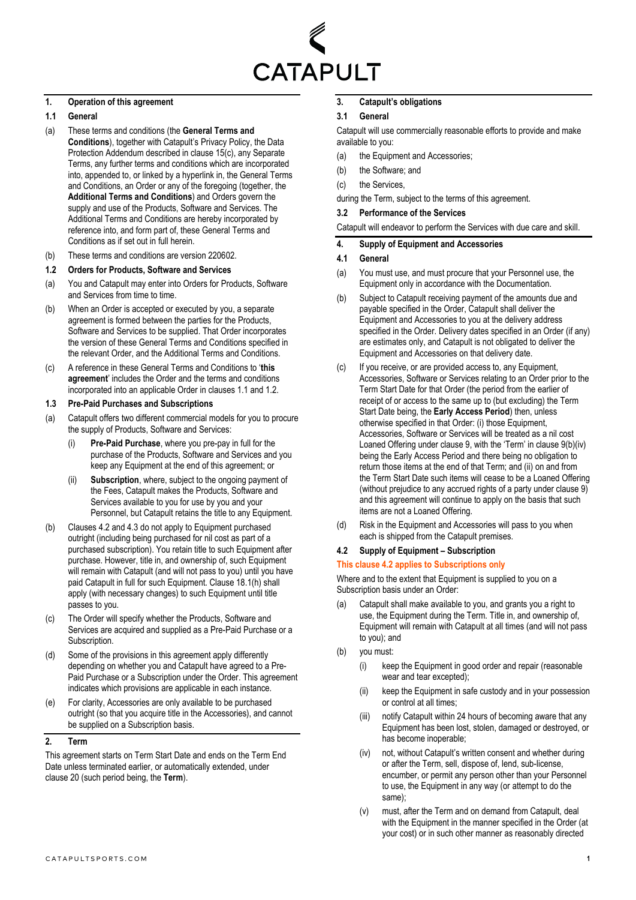CATAPULT

## 1. Operation of this agreement

### 1.1 General

(a) These terms and conditions (the **General Terms and Conditions**), together with Catapult's Privacy Policy, the Data Protection Addendum described in clause 15(c), any Separate Terms, any further terms and conditions which are incorporated into, appended to, or linked by a hyperlink in, the General Terms and Conditions, an Order or any of the foregoing (together, the **Additional Terms and Conditions**) and Orders govern the supply and use of the Products, Software and Services. The Additional Terms and Conditions are hereby incorporated by reference into, and form part of, these General Terms and Conditions as if set out in full herein.

(b) These terms and conditions are version 220602.

### 1.2 Orders for Products, Software and Services

(a) You and Catapult may enter into Orders for Products, Software and Services from time to time.

(b) When an Order is accepted or executed by you, a separate agreement is formed between the parties for the Products, Software and Services to be supplied. That Order incorporates the version of these General Terms and Conditions specified in the relevant Order, and the Additional Terms and Conditions.

(c) A reference in these General Terms and Conditions to '**this agreement**' includes the Order and the terms and conditions incorporated into an applicable Order in clauses 1.1 and 1.2.

### 1.3 Pre-Paid Purchases and Subscriptions

(a) Catapult offers two different commercial models for you to procure the supply of Products, Software and Services:

(i) **Pre-Paid Purchase**, where you pre-pay in full for the purchase of the Products, Software and Services and you keep any Equipment at the end of this agreement; or

(ii) **Subscription**, where, subject to the ongoing payment of the Fees, Catapult makes the Products, Software and Services available to you for use by you and your Personnel, but Catapult retains the title to any Equipment.

(b) Clauses 4.2 and 4.3 do not apply to Equipment purchased outright (including being purchased for nil cost as part of a purchased subscription). You retain title to such Equipment after purchase. However, title in, and ownership of, such Equipment will remain with Catapult (and will not pass to you) until you have paid Catapult in full for such Equipment. Clause 18.1(h) shall apply (with necessary changes) to such Equipment until title passes to you.

(c) The Order will specify whether the Products, Software and Services are acquired and supplied as a Pre-Paid Purchase or a Subscription.

(d) Some of the provisions in this agreement apply differently depending on whether you and Catapult have agreed to a Pre-Paid Purchase or a Subscription under the Order. This agreement indicates which provisions are applicable in each instance.

(e) For clarity, Accessories are only available to be purchased outright (so that you acquire title in the Accessories), and cannot be supplied on a Subscription basis.

## 2. Term

This agreement starts on Term Start Date and ends on the Term End Date unless terminated earlier, or automatically extended, under clause 20 (such period being, the **Term**).

## 3. Catapult's obligations

### 3.1 General

Catapult will use commercially reasonable efforts to provide and make available to you:

(a) the Equipment and Accessories;

(b) the Software; and

(c) the Services,

during the Term, subject to the terms of this agreement.

### 3.2 Performance of the Services

Catapult will endeavor to perform the Services with due care and skill.

## 4. Supply of Equipment and Accessories

### 4.1 General

(a) You must use, and must procure that your Personnel use, the Equipment only in accordance with the Documentation.

(b) Subject to Catapult receiving payment of the amounts due and payable specified in the Order, Catapult shall deliver the Equipment and Accessories to you at the delivery address specified in the Order. Delivery dates specified in an Order (if any) are estimates only, and Catapult is not obligated to deliver the Equipment and Accessories on that delivery date.

(c) If you receive, or are provided access to, any Equipment, Accessories, Software or Services relating to an Order prior to the Term Start Date for that Order (the period from the earlier of receipt of or access to the same up to (but excluding) the Term Start Date being, the **Early Access Period**) then, unless otherwise specified in that Order: (i) those Equipment, Accessories, Software or Services will be treated as a nil cost Loaned Offering under clause 9, with the 'Term' in clause 9(b)(iv) being the Early Access Period and there being no obligation to return those items at the end of that Term; and (ii) on and from the Term Start Date such items will cease to be a Loaned Offering (without prejudice to any accrued rights of a party under clause 9) and this agreement will continue to apply on the basis that such items are not a Loaned Offering.

(d) Risk in the Equipment and Accessories will pass to you when each is shipped from the Catapult premises.

### 4.2 Supply of Equipment – Subscription

**This clause 4.2 applies to Subscriptions only**

Where and to the extent that Equipment is supplied to you on a Subscription basis under an Order:

(a) Catapult shall make available to you, and grants you a right to use, the Equipment during the Term. Title in, and ownership of, Equipment will remain with Catapult at all times (and will not pass to you); and

(b) you must:

(i) keep the Equipment in good order and repair (reasonable wear and tear excepted);

(ii) keep the Equipment in safe custody and in your possession or control at all times;

(iii) notify Catapult within 24 hours of becoming aware that any Equipment has been lost, stolen, damaged or destroyed, or has become inoperable;

(iv) not, without Catapult's written consent and whether during or after the Term, sell, dispose of, lend, sub-license, encumber, or permit any person other than your Personnel to use, the Equipment in any way (or attempt to do the same);

(v) must, after the Term and on demand from Catapult, deal with the Equipment in the manner specified in the Order (at your cost) or in such other manner as reasonably directed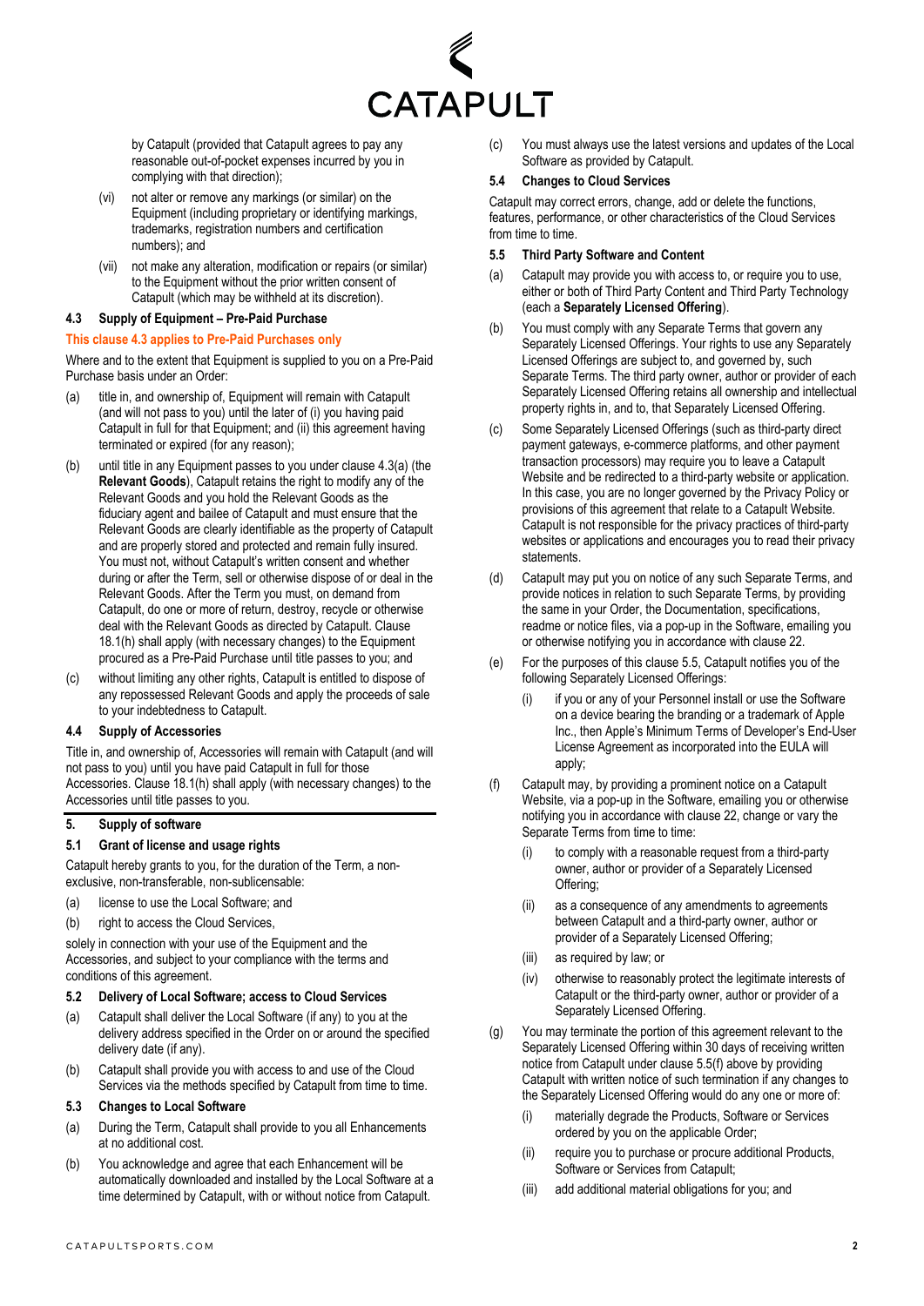by Catapult (provided that Catapult agrees to pay any reasonable out-of-pocket expenses incurred by you in complying with that direction);

(vi) not alter or remove any markings (or similar) on the Equipment (including proprietary or identifying markings, trademarks, registration numbers and certification numbers); and

(vii) not make any alteration, modification or repairs (or similar) to the Equipment without the prior written consent of Catapult (which may be withheld at its discretion).

### 4.3 Supply of Equipment – Pre-Paid Purchase

**This clause 4.3 applies to Pre-Paid Purchases only**

Where and to the extent that Equipment is supplied to you on a Pre-Paid Purchase basis under an Order:

(a) title in, and ownership of, Equipment will remain with Catapult (and will not pass to you) until the later of (i) you having paid Catapult in full for that Equipment; and (ii) this agreement having terminated or expired (for any reason);

(b) until title in any Equipment passes to you under clause 4.3(a) (the **Relevant Goods**), Catapult retains the right to modify any of the Relevant Goods and you hold the Relevant Goods as the fiduciary agent and bailee of Catapult and must ensure that the Relevant Goods are clearly identifiable as the property of Catapult and are properly stored and protected and remain fully insured. You must not, without Catapult's written consent and whether during or after the Term, sell or otherwise dispose of or deal in the Relevant Goods. After the Term you must, on demand from Catapult, do one or more of return, destroy, recycle or otherwise deal with the Relevant Goods as directed by Catapult. Clause 18.1(h) shall apply (with necessary changes) to the Equipment procured as a Pre-Paid Purchase until title passes to you; and

(c) without limiting any other rights, Catapult is entitled to dispose of any repossessed Relevant Goods and apply the proceeds of sale to your indebtedness to Catapult.

### 4.4 Supply of Accessories

Title in, and ownership of, Accessories will remain with Catapult (and will not pass to you) until you have paid Catapult in full for those Accessories. Clause 18.1(h) shall apply (with necessary changes) to the Accessories until title passes to you.

## 5. Supply of software

### 5.1 Grant of license and usage rights

Catapult hereby grants to you, for the duration of the Term, a non-exclusive, non-transferable, non-sublicensable:

(a) license to use the Local Software; and

(b) right to access the Cloud Services,

solely in connection with your use of the Equipment and the Accessories, and subject to your compliance with the terms and conditions of this agreement.

### 5.2 Delivery of Local Software; access to Cloud Services

(a) Catapult shall deliver the Local Software (if any) to you at the delivery address specified in the Order on or around the specified delivery date (if any).

(b) Catapult shall provide you with access to and use of the Cloud Services via the methods specified by Catapult from time to time.

### 5.3 Changes to Local Software

(a) During the Term, Catapult shall provide to you all Enhancements at no additional cost.

(b) You acknowledge and agree that each Enhancement will be automatically downloaded and installed by the Local Software at a time determined by Catapult, with or without notice from Catapult.

(c) You must always use the latest versions and updates of the Local Software as provided by Catapult.

### 5.4 Changes to Cloud Services

Catapult may correct errors, change, add or delete the functions, features, performance, or other characteristics of the Cloud Services from time to time.

### 5.5 Third Party Software and Content

(a) Catapult may provide you with access to, or require you to use, either or both of Third Party Content and Third Party Technology (each a **Separately Licensed Offering**).

(b) You must comply with any Separate Terms that govern any Separately Licensed Offerings. Your rights to use any Separately Licensed Offerings are subject to, and governed by, such Separate Terms. The third party owner, author or provider of each Separately Licensed Offering retains all ownership and intellectual property rights in, and to, that Separately Licensed Offering.

(c) Some Separately Licensed Offerings (such as third-party direct payment gateways, e-commerce platforms, and other payment transaction processors) may require you to leave a Catapult Website and be redirected to a third-party website or application. In this case, you are no longer governed by the Privacy Policy or provisions of this agreement that relate to a Catapult Website. Catapult is not responsible for the privacy practices of third-party websites or applications and encourages you to read their privacy statements.

(d) Catapult may put you on notice of any such Separate Terms, and provide notices in relation to such Separate Terms, by providing the same in your Order, the Documentation, specifications, readme or notice files, via a pop-up in the Software, emailing you or otherwise notifying you in accordance with clause 22.

(e) For the purposes of this clause 5.5, Catapult notifies you of the following Separately Licensed Offerings:

(i) if you or any of your Personnel install or use the Software on a device bearing the branding or a trademark of Apple Inc., then Apple's Minimum Terms of Developer's End-User License Agreement as incorporated into the EULA will apply;

(f) Catapult may, by providing a prominent notice on a Catapult Website, via a pop-up in the Software, emailing you or otherwise notifying you in accordance with clause 22, change or vary the Separate Terms from time to time:

(i) to comply with a reasonable request from a third-party owner, author or provider of a Separately Licensed Offering;

(ii) as a consequence of any amendments to agreements between Catapult and a third-party owner, author or provider of a Separately Licensed Offering;

(iii) as required by law; or

(iv) otherwise to reasonably protect the legitimate interests of Catapult or the third-party owner, author or provider of a Separately Licensed Offering.

(g) You may terminate the portion of this agreement relevant to the Separately Licensed Offering within 30 days of receiving written notice from Catapult under clause 5.5(f) above by providing Catapult with written notice of such termination if any changes to the Separately Licensed Offering would do any one or more of:

(i) materially degrade the Products, Software or Services ordered by you on the applicable Order;

(ii) require you to purchase or procure additional Products, Software or Services from Catapult;

(iii) add additional material obligations for you; and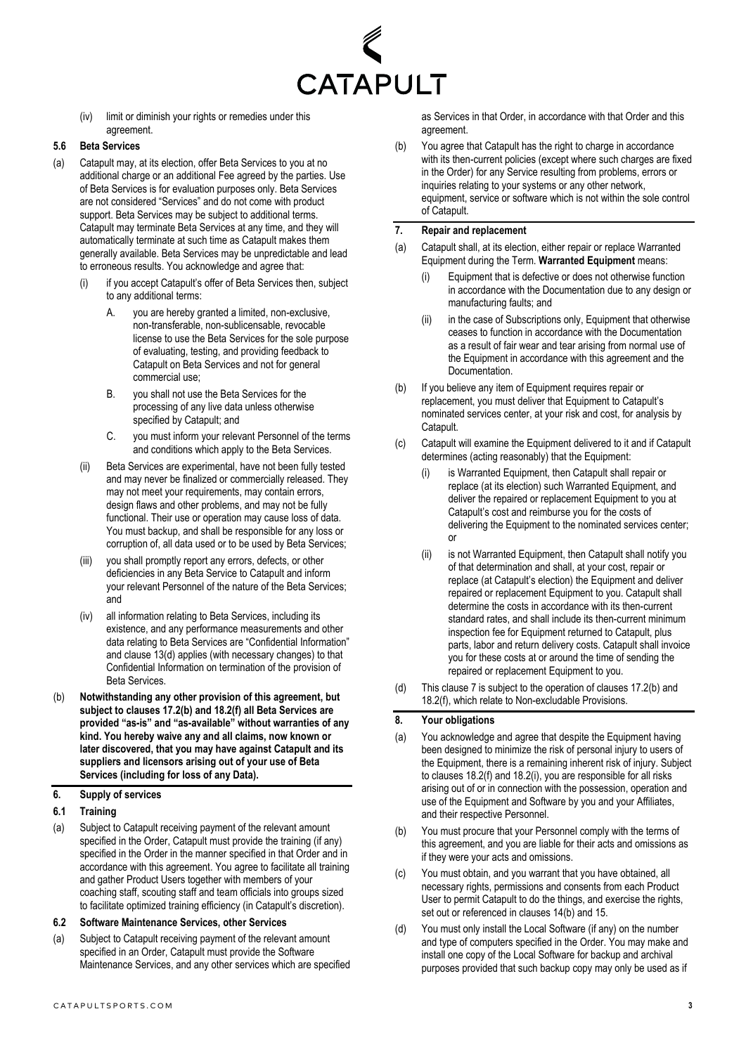(iv) limit or diminish your rights or remedies under this agreement.

**5.6 Beta Services**

(a) Catapult may, at its election, offer Beta Services to you at no additional charge or an additional Fee agreed by the parties. Use of Beta Services is for evaluation purposes only. Beta Services are not considered "Services" and do not come with product support. Beta Services may be subject to additional terms. Catapult may terminate Beta Services at any time, and they will automatically terminate at such time as Catapult makes them generally available. Beta Services may be unpredictable and lead to erroneous results. You acknowledge and agree that:

(i) if you accept Catapult's offer of Beta Services then, subject to any additional terms:

A. you are hereby granted a limited, non-exclusive, non-transferable, non-sublicensable, revocable license to use the Beta Services for the sole purpose of evaluating, testing, and providing feedback to Catapult on Beta Services and not for general commercial use;

B. you shall not use the Beta Services for the processing of any live data unless otherwise specified by Catapult; and

C. you must inform your relevant Personnel of the terms and conditions which apply to the Beta Services.

(ii) Beta Services are experimental, have not been fully tested and may never be finalized or commercially released. They may not meet your requirements, may contain errors, design flaws and other problems, and may not be fully functional. Their use or operation may cause loss of data. You must backup, and shall be responsible for any loss or corruption of, all data used or to be used by Beta Services;

(iii) you shall promptly report any errors, defects, or other deficiencies in any Beta Service to Catapult and inform your relevant Personnel of the nature of the Beta Services; and

(iv) all information relating to Beta Services, including its existence, and any performance measurements and other data relating to Beta Services are "Confidential Information" and clause 13(d) applies (with necessary changes) to that Confidential Information on termination of the provision of Beta Services.

(b) **Notwithstanding any other provision of this agreement, but subject to clauses 17.2(b) and 18.2(f) all Beta Services are provided "as-is" and "as-available" without warranties of any kind. You hereby waive any and all claims, now known or later discovered, that you may have against Catapult and its suppliers and licensors arising out of your use of Beta Services (including for loss of any Data).**

## 6. Supply of services

**6.1 Training**

(a) Subject to Catapult receiving payment of the relevant amount specified in the Order, Catapult must provide the training (if any) specified in the Order in the manner specified in that Order and in accordance with this agreement. You agree to facilitate all training and gather Product Users together with members of your coaching staff, scouting staff and team officials into groups sized to facilitate optimized training efficiency (in Catapult's discretion).

**6.2 Software Maintenance Services, other Services**

(a) Subject to Catapult receiving payment of the relevant amount specified in an Order, Catapult must provide the Software Maintenance Services, and any other services which are specified as Services in that Order, in accordance with that Order and this agreement.

(b) You agree that Catapult has the right to charge in accordance with its then-current policies (except where such charges are fixed in the Order) for any Service resulting from problems, errors or inquiries relating to your systems or any other network, equipment, service or software which is not within the sole control of Catapult.

## 7. Repair and replacement

(a) Catapult shall, at its election, either repair or replace Warranted Equipment during the Term. **Warranted Equipment** means:

(i) Equipment that is defective or does not otherwise function in accordance with the Documentation due to any design or manufacturing faults; and

(ii) in the case of Subscriptions only, Equipment that otherwise ceases to function in accordance with the Documentation as a result of fair wear and tear arising from normal use of the Equipment in accordance with this agreement and the Documentation.

(b) If you believe any item of Equipment requires repair or replacement, you must deliver that Equipment to Catapult's nominated services center, at your risk and cost, for analysis by Catapult.

(c) Catapult will examine the Equipment delivered to it and if Catapult determines (acting reasonably) that the Equipment:

(i) is Warranted Equipment, then Catapult shall repair or replace (at its election) such Warranted Equipment, and deliver the repaired or replacement Equipment to you at Catapult's cost and reimburse you for the costs of delivering the Equipment to the nominated services center; or

(ii) is not Warranted Equipment, then Catapult shall notify you of that determination and shall, at your cost, repair or replace (at Catapult's election) the Equipment and deliver repaired or replacement Equipment to you. Catapult shall determine the costs in accordance with its then-current standard rates, and shall include its then-current minimum inspection fee for Equipment returned to Catapult, plus parts, labor and return delivery costs. Catapult shall invoice you for these costs at or around the time of sending the repaired or replacement Equipment to you.

(d) This clause 7 is subject to the operation of clauses 17.2(b) and 18.2(f), which relate to Non-excludable Provisions.

## 8. Your obligations

(a) You acknowledge and agree that despite the Equipment having been designed to minimize the risk of personal injury to users of the Equipment, there is a remaining inherent risk of injury. Subject to clauses 18.2(f) and 18.2(i), you are responsible for all risks arising out of or in connection with the possession, operation and use of the Equipment and Software by you and your Affiliates, and their respective Personnel.

(b) You must procure that your Personnel comply with the terms of this agreement, and you are liable for their acts and omissions as if they were your acts and omissions.

(c) You must obtain, and you warrant that you have obtained, all necessary rights, permissions and consents from each Product User to permit Catapult to do the things, and exercise the rights, set out or referenced in clauses 14(b) and 15.

(d) You must only install the Local Software (if any) on the number and type of computers specified in the Order. You may make and install one copy of the Local Software for backup and archival purposes provided that such backup copy may only be used as if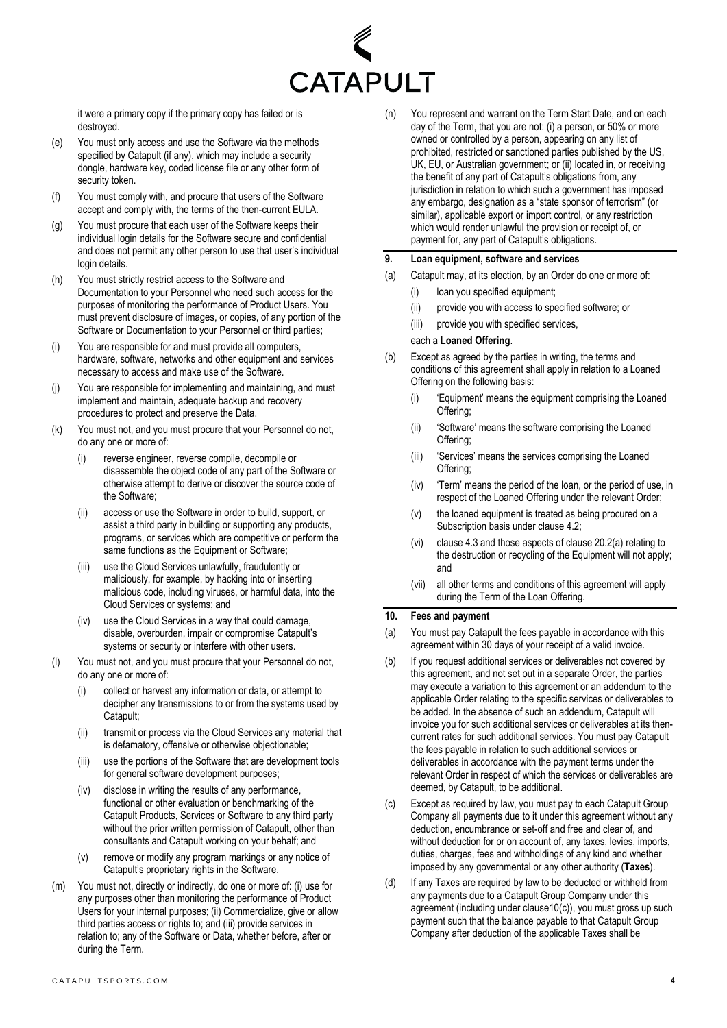it were a primary copy if the primary copy has failed or is destroyed.

(e) You must only access and use the Software via the methods specified by Catapult (if any), which may include a security dongle, hardware key, coded license file or any other form of security token.

(f) You must comply with, and procure that users of the Software accept and comply with, the terms of the then-current EULA.

(g) You must procure that each user of the Software keeps their individual login details for the Software secure and confidential and does not permit any other person to use that user's individual login details.

(h) You must strictly restrict access to the Software and Documentation to your Personnel who need such access for the purposes of monitoring the performance of Product Users. You must prevent disclosure of images, or copies, of any portion of the Software or Documentation to your Personnel or third parties;

(i) You are responsible for and must provide all computers, hardware, software, networks and other equipment and services necessary to access and make use of the Software.

(j) You are responsible for implementing and maintaining, and must implement and maintain, adequate backup and recovery procedures to protect and preserve the Data.

(k) You must not, and you must procure that your Personnel do not, do any one or more of:

   (i) reverse engineer, reverse compile, decompile or disassemble the object code of any part of the Software or otherwise attempt to derive or discover the source code of the Software;

   (ii) access or use the Software in order to build, support, or assist a third party in building or supporting any products, programs, or services which are competitive or perform the same functions as the Equipment or Software;

   (iii) use the Cloud Services unlawfully, fraudulently or maliciously, for example, by hacking into or inserting malicious code, including viruses, or harmful data, into the Cloud Services or systems; and

   (iv) use the Cloud Services in a way that could damage, disable, overburden, impair or compromise Catapult's systems or security or interfere with other users.

(l) You must not, and you must procure that your Personnel do not, do any one or more of:

   (i) collect or harvest any information or data, or attempt to decipher any transmissions to or from the systems used by Catapult;

   (ii) transmit or process via the Cloud Services any material that is defamatory, offensive or otherwise objectionable;

   (iii) use the portions of the Software that are development tools for general software development purposes;

   (iv) disclose in writing the results of any performance, functional or other evaluation or benchmarking of the Catapult Products, Services or Software to any third party without the prior written permission of Catapult, other than consultants and Catapult working on your behalf; and

   (v) remove or modify any program markings or any notice of Catapult's proprietary rights in the Software.

(m) You must not, directly or indirectly, do one or more of: (i) use for any purposes other than monitoring the performance of Product Users for your internal purposes; (ii) Commercialize, give or allow third parties access or rights to; and (iii) provide services in relation to; any of the Software or Data, whether before, after or during the Term.

(n) You represent and warrant on the Term Start Date, and on each day of the Term, that you are not: (i) a person, or 50% or more owned or controlled by a person, appearing on any list of prohibited, restricted or sanctioned parties published by the US, UK, EU, or Australian government; or (ii) located in, or receiving the benefit of any part of Catapult's obligations from, any jurisdiction in relation to which such a government has imposed any embargo, designation as a "state sponsor of terrorism" (or similar), applicable export or import control, or any restriction which would render unlawful the provision or receipt of, or payment for, any part of Catapult's obligations.

## 9. Loan equipment, software and services

(a) Catapult may, at its election, by an Order do one or more of:

   (i) loan you specified equipment;

   (ii) provide you with access to specified software; or

   (iii) provide you with specified services,

   each a **Loaned Offering**.

(b) Except as agreed by the parties in writing, the terms and conditions of this agreement shall apply in relation to a Loaned Offering on the following basis:

   (i) 'Equipment' means the equipment comprising the Loaned Offering;

   (ii) 'Software' means the software comprising the Loaned Offering;

   (iii) 'Services' means the services comprising the Loaned Offering;

   (iv) 'Term' means the period of the loan, or the period of use, in respect of the Loaned Offering under the relevant Order;

   (v) the loaned equipment is treated as being procured on a Subscription basis under clause 4.2;

   (vi) clause 4.3 and those aspects of clause 20.2(a) relating to the destruction or recycling of the Equipment will not apply; and

   (vii) all other terms and conditions of this agreement will apply during the Term of the Loan Offering.

## 10. Fees and payment

(a) You must pay Catapult the fees payable in accordance with this agreement within 30 days of your receipt of a valid invoice.

(b) If you request additional services or deliverables not covered by this agreement, and not set out in a separate Order, the parties may execute a variation to this agreement or an addendum to the applicable Order relating to the specific services or deliverables to be added. In the absence of such an addendum, Catapult will invoice you for such additional services or deliverables at its then-current rates for such additional services. You must pay Catapult the fees payable in relation to such additional services or deliverables in accordance with the payment terms under the relevant Order in respect of which the services or deliverables are deemed, by Catapult, to be additional.

(c) Except as required by law, you must pay to each Catapult Group Company all payments due to it under this agreement without any deduction, encumbrance or set-off and free and clear of, and without deduction for or on account of, any taxes, levies, imports, duties, charges, fees and withholdings of any kind and whether imposed by any governmental or any other authority (**Taxes**).

(d) If any Taxes are required by law to be deducted or withheld from any payments due to a Catapult Group Company under this agreement (including under clause10(c)), you must gross up such payment such that the balance payable to that Catapult Group Company after deduction of the applicable Taxes shall be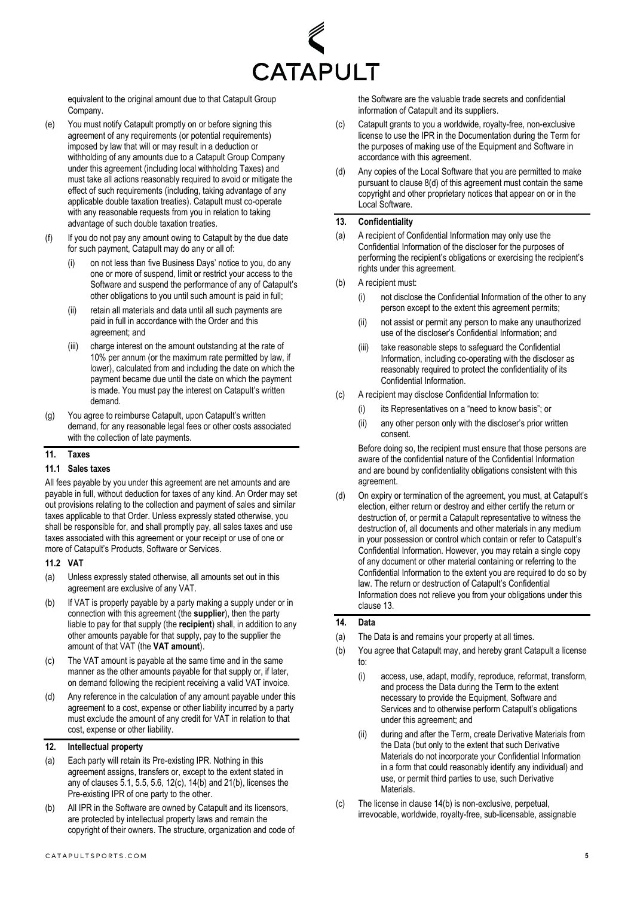equivalent to the original amount due to that Catapult Group Company.

(e) You must notify Catapult promptly on or before signing this agreement of any requirements (or potential requirements) imposed by law that will or may result in a deduction or withholding of any amounts due to a Catapult Group Company under this agreement (including local withholding Taxes) and must take all actions reasonably required to avoid or mitigate the effect of such requirements (including, taking advantage of any applicable double taxation treaties). Catapult must co-operate with any reasonable requests from you in relation to taking advantage of such double taxation treaties.

(f) If you do not pay any amount owing to Catapult by the due date for such payment, Catapult may do any or all of:

(i) on not less than five Business Days' notice to you, do any one or more of suspend, limit or restrict your access to the Software and suspend the performance of any of Catapult's other obligations to you until such amount is paid in full;

(ii) retain all materials and data until all such payments are paid in full in accordance with the Order and this agreement; and

(iii) charge interest on the amount outstanding at the rate of 10% per annum (or the maximum rate permitted by law, if lower), calculated from and including the date on which the payment became due until the date on which the payment is made. You must pay the interest on Catapult's written demand.

(g) You agree to reimburse Catapult, upon Catapult's written demand, for any reasonable legal fees or other costs associated with the collection of late payments.

## 11. Taxes

### 11.1 Sales taxes

All fees payable by you under this agreement are net amounts and are payable in full, without deduction for taxes of any kind. An Order may set out provisions relating to the collection and payment of sales and similar taxes applicable to that Order. Unless expressly stated otherwise, you shall be responsible for, and shall promptly pay, all sales taxes and use taxes associated with this agreement or your receipt or use of one or more of Catapult's Products, Software or Services.

### 11.2 VAT

(a) Unless expressly stated otherwise, all amounts set out in this agreement are exclusive of any VAT.

(b) If VAT is properly payable by a party making a supply under or in connection with this agreement (the **supplier**), then the party liable to pay for that supply (the **recipient**) shall, in addition to any other amounts payable for that supply, pay to the supplier the amount of that VAT (the **VAT amount**).

(c) The VAT amount is payable at the same time and in the same manner as the other amounts payable for that supply or, if later, on demand following the recipient receiving a valid VAT invoice.

(d) Any reference in the calculation of any amount payable under this agreement to a cost, expense or other liability incurred by a party must exclude the amount of any credit for VAT in relation to that cost, expense or other liability.

## 12. Intellectual property

(a) Each party will retain its Pre-existing IPR. Nothing in this agreement assigns, transfers or, except to the extent stated in any of clauses 5.1, 5.5, 5.6, 12(c), 14(b) and 21(b), licenses the Pre-existing IPR of one party to the other.

(b) All IPR in the Software are owned by Catapult and its licensors, are protected by intellectual property laws and remain the copyright of their owners. The structure, organization and code of the Software are the valuable trade secrets and confidential information of Catapult and its suppliers.

(c) Catapult grants to you a worldwide, royalty-free, non-exclusive license to use the IPR in the Documentation during the Term for the purposes of making use of the Equipment and Software in accordance with this agreement.

(d) Any copies of the Local Software that you are permitted to make pursuant to clause 8(d) of this agreement must contain the same copyright and other proprietary notices that appear on or in the Local Software.

## 13. Confidentiality

(a) A recipient of Confidential Information may only use the Confidential Information of the discloser for the purposes of performing the recipient's obligations or exercising the recipient's rights under this agreement.

(b) A recipient must:

(i) not disclose the Confidential Information of the other to any person except to the extent this agreement permits;

(ii) not assist or permit any person to make any unauthorized use of the discloser's Confidential Information; and

(iii) take reasonable steps to safeguard the Confidential Information, including co-operating with the discloser as reasonably required to protect the confidentiality of its Confidential Information.

(c) A recipient may disclose Confidential Information to:

(i) its Representatives on a "need to know basis"; or

(ii) any other person only with the discloser's prior written consent.

Before doing so, the recipient must ensure that those persons are aware of the confidential nature of the Confidential Information and are bound by confidentiality obligations consistent with this agreement.

(d) On expiry or termination of the agreement, you must, at Catapult's election, either return or destroy and either certify the return or destruction of, or permit a Catapult representative to witness the destruction of, all documents and other materials in any medium in your possession or control which contain or refer to Catapult's Confidential Information. However, you may retain a single copy of any document or other material containing or referring to the Confidential Information to the extent you are required to do so by law. The return or destruction of Catapult's Confidential Information does not relieve you from your obligations under this clause 13.

## 14. Data

(a) The Data is and remains your property at all times.

(b) You agree that Catapult may, and hereby grant Catapult a license to:

(i) access, use, adapt, modify, reproduce, reformat, transform, and process the Data during the Term to the extent necessary to provide the Equipment, Software and Services and to otherwise perform Catapult's obligations under this agreement; and

(ii) during and after the Term, create Derivative Materials from the Data (but only to the extent that such Derivative Materials do not incorporate your Confidential Information in a form that could reasonably identify any individual) and use, or permit third parties to use, such Derivative Materials.

(c) The license in clause 14(b) is non-exclusive, perpetual, irrevocable, worldwide, royalty-free, sub-licensable, assignable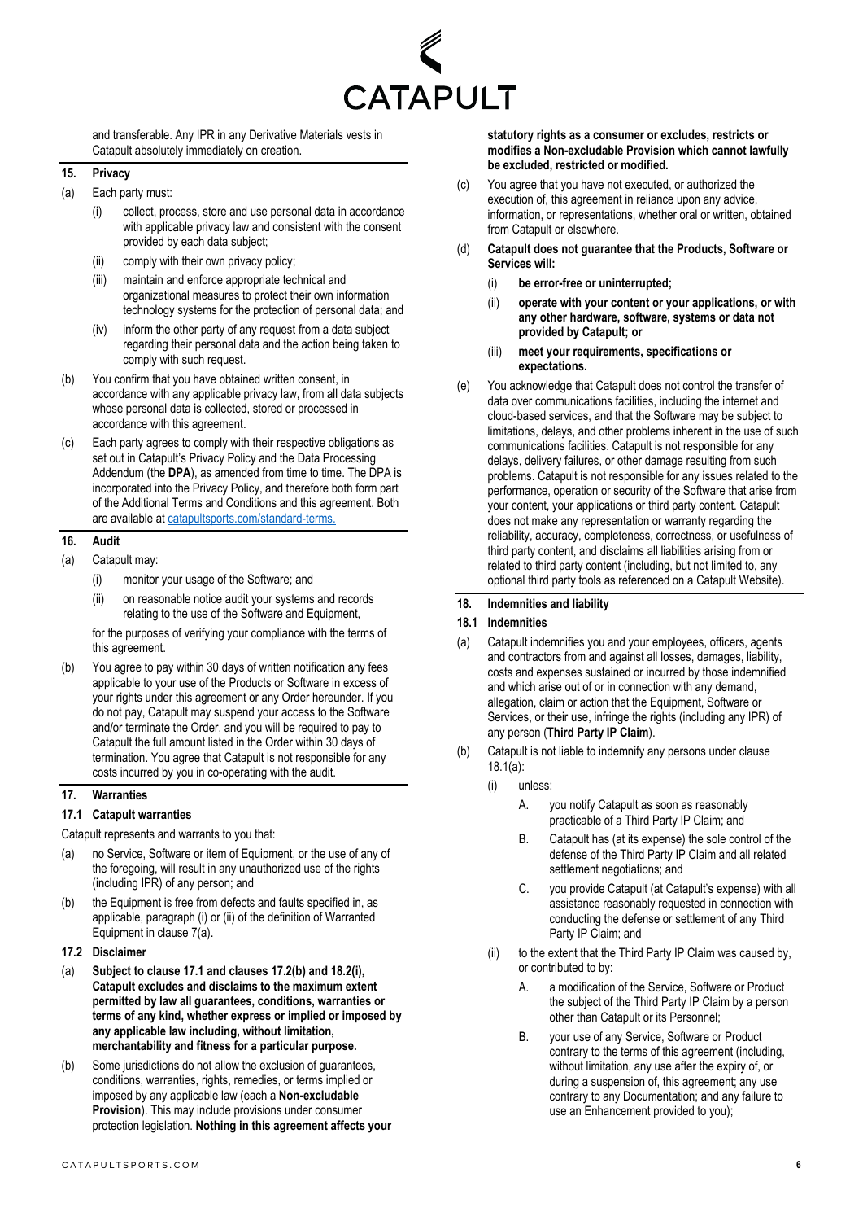and transferable. Any IPR in any Derivative Materials vests in Catapult absolutely immediately on creation.

## 15. Privacy

(a) Each party must:

(i) collect, process, store and use personal data in accordance with applicable privacy law and consistent with the consent provided by each data subject;

(ii) comply with their own privacy policy;

(iii) maintain and enforce appropriate technical and organizational measures to protect their own information technology systems for the protection of personal data; and

(iv) inform the other party of any request from a data subject regarding their personal data and the action being taken to comply with such request.

(b) You confirm that you have obtained written consent, in accordance with any applicable privacy law, from all data subjects whose personal data is collected, stored or processed in accordance with this agreement.

(c) Each party agrees to comply with their respective obligations as set out in Catapult's Privacy Policy and the Data Processing Addendum (the **DPA**), as amended from time to time. The DPA is incorporated into the Privacy Policy, and therefore both form part of the Additional Terms and Conditions and this agreement. Both are available at catapultsports.com/standard-terms.

## 16. Audit

(a) Catapult may:

(i) monitor your usage of the Software; and

(ii) on reasonable notice audit your systems and records relating to the use of the Software and Equipment,

for the purposes of verifying your compliance with the terms of this agreement.

(b) You agree to pay within 30 days of written notification any fees applicable to your use of the Products or Software in excess of your rights under this agreement or any Order hereunder. If you do not pay, Catapult may suspend your access to the Software and/or terminate the Order, and you will be required to pay to Catapult the full amount listed in the Order within 30 days of termination. You agree that Catapult is not responsible for any costs incurred by you in co-operating with the audit.

## 17. Warranties

### 17.1 Catapult warranties

Catapult represents and warrants to you that:

(a) no Service, Software or item of Equipment, or the use of any of the foregoing, will result in any unauthorized use of the rights (including IPR) of any person; and

(b) the Equipment is free from defects and faults specified in, as applicable, paragraph (i) or (ii) of the definition of Warranted Equipment in clause 7(a).

### 17.2 Disclaimer

(a) **Subject to clause 17.1 and clauses 17.2(b) and 18.2(i), Catapult excludes and disclaims to the maximum extent permitted by law all guarantees, conditions, warranties or terms of any kind, whether express or implied or imposed by any applicable law including, without limitation, merchantability and fitness for a particular purpose.**

(b) Some jurisdictions do not allow the exclusion of guarantees, conditions, warranties, rights, remedies, or terms implied or imposed by any applicable law (each a **Non-excludable Provision**). This may include provisions under consumer protection legislation. **Nothing in this agreement affects your statutory rights as a consumer or excludes, restricts or modifies a Non-excludable Provision which cannot lawfully be excluded, restricted or modified.**

(c) You agree that you have not executed, or authorized the execution of, this agreement in reliance upon any advice, information, or representations, whether oral or written, obtained from Catapult or elsewhere.

(d) **Catapult does not guarantee that the Products, Software or Services will:**

(i) **be error-free or uninterrupted;**

(ii) **operate with your content or your applications, or with any other hardware, software, systems or data not provided by Catapult; or**

(iii) **meet your requirements, specifications or expectations.**

(e) You acknowledge that Catapult does not control the transfer of data over communications facilities, including the internet and cloud-based services, and that the Software may be subject to limitations, delays, and other problems inherent in the use of such communications facilities. Catapult is not responsible for any delays, delivery failures, or other damage resulting from such problems. Catapult is not responsible for any issues related to the performance, operation or security of the Software that arise from your content, your applications or third party content. Catapult does not make any representation or warranty regarding the reliability, accuracy, completeness, correctness, or usefulness of third party content, and disclaims all liabilities arising from or related to third party content (including, but not limited to, any optional third party tools as referenced on a Catapult Website).

## 18. Indemnities and liability

### 18.1 Indemnities

(a) Catapult indemnifies you and your employees, officers, agents and contractors from and against all losses, damages, liability, costs and expenses sustained or incurred by those indemnified and which arise out of or in connection with any demand, allegation, claim or action that the Equipment, Software or Services, or their use, infringe the rights (including any IPR) of any person (**Third Party IP Claim**).

(b) Catapult is not liable to indemnify any persons under clause 18.1(a):

(i) unless:

A. you notify Catapult as soon as reasonably practicable of a Third Party IP Claim; and

B. Catapult has (at its expense) the sole control of the defense of the Third Party IP Claim and all related settlement negotiations; and

C. you provide Catapult (at Catapult's expense) with all assistance reasonably requested in connection with conducting the defense or settlement of any Third Party IP Claim; and

(ii) to the extent that the Third Party IP Claim was caused by, or contributed to by:

A. a modification of the Service, Software or Product the subject of the Third Party IP Claim by a person other than Catapult or its Personnel;

B. your use of any Service, Software or Product contrary to the terms of this agreement (including, without limitation, any use after the expiry of, or during a suspension of, this agreement; any use contrary to any Documentation; and any failure to use an Enhancement provided to you);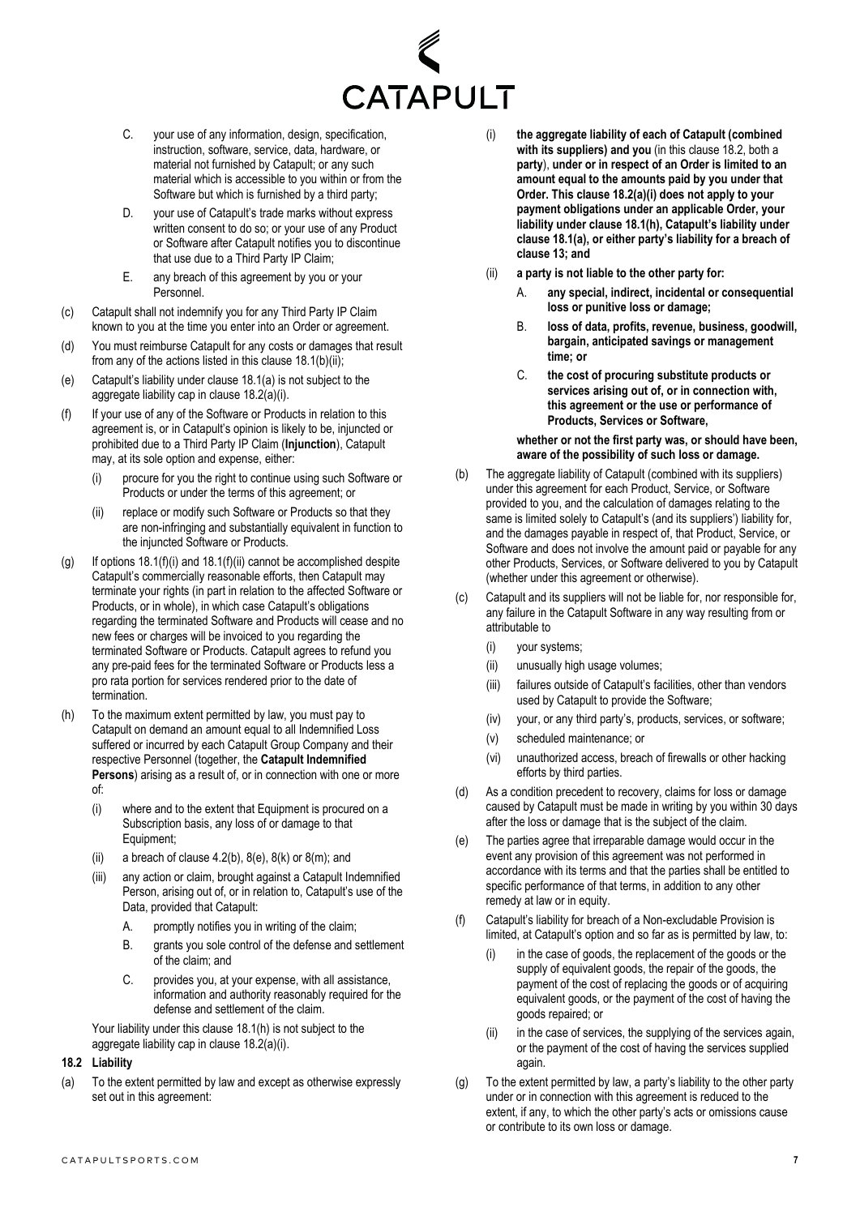C. your use of any information, design, specification, instruction, software, service, data, hardware, or material not furnished by Catapult; or any such material which is accessible to you within or from the Software but which is furnished by a third party;

D. your use of Catapult's trade marks without express written consent to do so; or your use of any Product or Software after Catapult notifies you to discontinue that use due to a Third Party IP Claim;

E. any breach of this agreement by you or your Personnel.

(c) Catapult shall not indemnify you for any Third Party IP Claim known to you at the time you enter into an Order or agreement.

(d) You must reimburse Catapult for any costs or damages that result from any of the actions listed in this clause 18.1(b)(ii);

(e) Catapult's liability under clause 18.1(a) is not subject to the aggregate liability cap in clause 18.2(a)(i).

(f) If your use of any of the Software or Products in relation to this agreement is, or in Catapult's opinion is likely to be, injuncted or prohibited due to a Third Party IP Claim (**Injunction**), Catapult may, at its sole option and expense, either:

(i) procure for you the right to continue using such Software or Products or under the terms of this agreement; or

(ii) replace or modify such Software or Products so that they are non-infringing and substantially equivalent in function to the injuncted Software or Products.

(g) If options 18.1(f)(i) and 18.1(f)(ii) cannot be accomplished despite Catapult's commercially reasonable efforts, then Catapult may terminate your rights (in part in relation to the affected Software or Products, or in whole), in which case Catapult's obligations regarding the terminated Software and Products will cease and no new fees or charges will be invoiced to you regarding the terminated Software or Products. Catapult agrees to refund you any pre-paid fees for the terminated Software or Products less a pro rata portion for services rendered prior to the date of termination.

(h) To the maximum extent permitted by law, you must pay to Catapult on demand an amount equal to all Indemnified Loss suffered or incurred by each Catapult Group Company and their respective Personnel (together, the **Catapult Indemnified Persons**) arising as a result of, or in connection with one or more of:

(i) where and to the extent that Equipment is procured on a Subscription basis, any loss of or damage to that Equipment;

(ii) a breach of clause 4.2(b), 8(e), 8(k) or 8(m); and

(iii) any action or claim, brought against a Catapult Indemnified Person, arising out of, or in relation to, Catapult's use of the Data, provided that Catapult:

A. promptly notifies you in writing of the claim;

B. grants you sole control of the defense and settlement of the claim; and

C. provides you, at your expense, with all assistance, information and authority reasonably required for the defense and settlement of the claim.

Your liability under this clause 18.1(h) is not subject to the aggregate liability cap in clause 18.2(a)(i).

**18.2 Liability**

(a) To the extent permitted by law and except as otherwise expressly set out in this agreement:

(i) **the aggregate liability of each of Catapult (combined with its suppliers) and you** (in this clause 18.2, both a **party**), **under or in respect of an Order is limited to an amount equal to the amounts paid by you under that Order. This clause 18.2(a)(i) does not apply to your payment obligations under an applicable Order, your liability under clause 18.1(h), Catapult's liability under clause 18.1(a), or either party's liability for a breach of clause 13; and**

(ii) **a party is not liable to the other party for:**

A. **any special, indirect, incidental or consequential loss or punitive loss or damage;**

B. **loss of data, profits, revenue, business, goodwill, bargain, anticipated savings or management time; or**

C. **the cost of procuring substitute products or services arising out of, or in connection with, this agreement or the use or performance of Products, Services or Software,**

**whether or not the first party was, or should have been, aware of the possibility of such loss or damage.**

(b) The aggregate liability of Catapult (combined with its suppliers) under this agreement for each Product, Service, or Software provided to you, and the calculation of damages relating to the same is limited solely to Catapult's (and its suppliers') liability for, and the damages payable in respect of, that Product, Service, or Software and does not involve the amount paid or payable for any other Products, Services, or Software delivered to you by Catapult (whether under this agreement or otherwise).

(c) Catapult and its suppliers will not be liable for, nor responsible for, any failure in the Catapult Software in any way resulting from or attributable to

(i) your systems;

(ii) unusually high usage volumes;

(iii) failures outside of Catapult's facilities, other than vendors used by Catapult to provide the Software;

(iv) your, or any third party's, products, services, or software;

(v) scheduled maintenance; or

(vi) unauthorized access, breach of firewalls or other hacking efforts by third parties.

(d) As a condition precedent to recovery, claims for loss or damage caused by Catapult must be made in writing by you within 30 days after the loss or damage that is the subject of the claim.

(e) The parties agree that irreparable damage would occur in the event any provision of this agreement was not performed in accordance with its terms and that the parties shall be entitled to specific performance of that terms, in addition to any other remedy at law or in equity.

(f) Catapult's liability for breach of a Non-excludable Provision is limited, at Catapult's option and so far as is permitted by law, to:

(i) in the case of goods, the replacement of the goods or the supply of equivalent goods, the repair of the goods, the payment of the cost of replacing the goods or of acquiring equivalent goods, or the payment of the cost of having the goods repaired; or

(ii) in the case of services, the supplying of the services again, or the payment of the cost of having the services supplied again.

(g) To the extent permitted by law, a party's liability to the other party under or in connection with this agreement is reduced to the extent, if any, to which the other party's acts or omissions cause or contribute to its own loss or damage.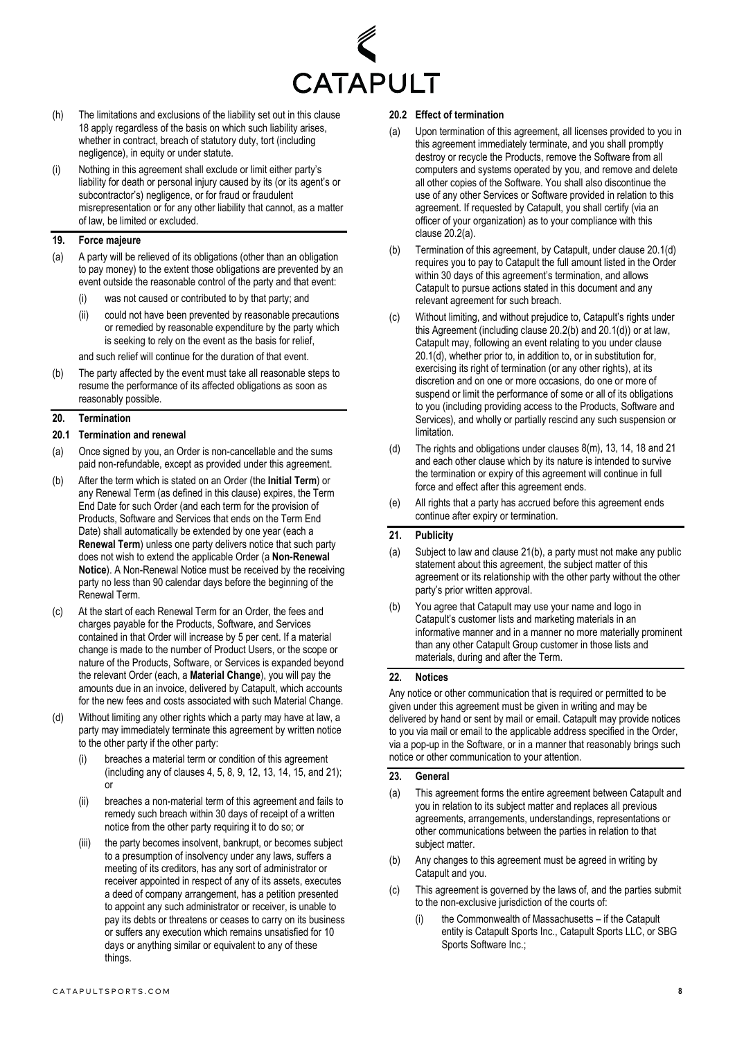(h) The limitations and exclusions of the liability set out in this clause 18 apply regardless of the basis on which such liability arises, whether in contract, breach of statutory duty, tort (including negligence), in equity or under statute.

(i) Nothing in this agreement shall exclude or limit either party's liability for death or personal injury caused by its (or its agent's or subcontractor's) negligence, or for fraud or fraudulent misrepresentation or for any other liability that cannot, as a matter of law, be limited or excluded.

## 19. Force majeure

(a) A party will be relieved of its obligations (other than an obligation to pay money) to the extent those obligations are prevented by an event outside the reasonable control of the party and that event:

  (i) was not caused or contributed to by that party; and

  (ii) could not have been prevented by reasonable precautions or remedied by reasonable expenditure by the party which is seeking to rely on the event as the basis for relief,

and such relief will continue for the duration of that event.

(b) The party affected by the event must take all reasonable steps to resume the performance of its affected obligations as soon as reasonably possible.

## 20. Termination

### 20.1 Termination and renewal

(a) Once signed by you, an Order is non-cancellable and the sums paid non-refundable, except as provided under this agreement.

(b) After the term which is stated on an Order (the **Initial Term**) or any Renewal Term (as defined in this clause) expires, the Term End Date for such Order (and each term for the provision of Products, Software and Services that ends on the Term End Date) shall automatically be extended by one year (each a **Renewal Term**) unless one party delivers notice that such party does not wish to extend the applicable Order (a **Non-Renewal Notice**). A Non-Renewal Notice must be received by the receiving party no less than 90 calendar days before the beginning of the Renewal Term.

(c) At the start of each Renewal Term for an Order, the fees and charges payable for the Products, Software, and Services contained in that Order will increase by 5 per cent. If a material change is made to the number of Product Users, or the scope or nature of the Products, Software, or Services is expanded beyond the relevant Order (each, a **Material Change**), you will pay the amounts due in an invoice, delivered by Catapult, which accounts for the new fees and costs associated with such Material Change.

(d) Without limiting any other rights which a party may have at law, a party may immediately terminate this agreement by written notice to the other party if the other party:

  (i) breaches a material term or condition of this agreement (including any of clauses 4, 5, 8, 9, 12, 13, 14, 15, and 21); or

  (ii) breaches a non-material term of this agreement and fails to remedy such breach within 30 days of receipt of a written notice from the other party requiring it to do so; or

  (iii) the party becomes insolvent, bankrupt, or becomes subject to a presumption of insolvency under any laws, suffers a meeting of its creditors, has any sort of administrator or receiver appointed in respect of any of its assets, executes a deed of company arrangement, has a petition presented to appoint any such administrator or receiver, is unable to pay its debts or threatens or ceases to carry on its business or suffers any execution which remains unsatisfied for 10 days or anything similar or equivalent to any of these things.

### 20.2 Effect of termination

(a) Upon termination of this agreement, all licenses provided to you in this agreement immediately terminate, and you shall promptly destroy or recycle the Products, remove the Software from all computers and systems operated by you, and remove and delete all other copies of the Software. You shall also discontinue the use of any other Services or Software provided in relation to this agreement. If requested by Catapult, you shall certify (via an officer of your organization) as to your compliance with this clause 20.2(a).

(b) Termination of this agreement, by Catapult, under clause 20.1(d) requires you to pay to Catapult the full amount listed in the Order within 30 days of this agreement's termination, and allows Catapult to pursue actions stated in this document and any relevant agreement for such breach.

(c) Without limiting, and without prejudice to, Catapult's rights under this Agreement (including clause 20.2(b) and 20.1(d)) or at law, Catapult may, following an event relating to you under clause 20.1(d), whether prior to, in addition to, or in substitution for, exercising its right of termination (or any other rights), at its discretion and on one or more occasions, do one or more of suspend or limit the performance of some or all of its obligations to you (including providing access to the Products, Software and Services), and wholly or partially rescind any such suspension or limitation.

(d) The rights and obligations under clauses 8(m), 13, 14, 18 and 21 and each other clause which by its nature is intended to survive the termination or expiry of this agreement will continue in full force and effect after this agreement ends.

(e) All rights that a party has accrued before this agreement ends continue after expiry or termination.

## 21. Publicity

(a) Subject to law and clause 21(b), a party must not make any public statement about this agreement, the subject matter of this agreement or its relationship with the other party without the other party's prior written approval.

(b) You agree that Catapult may use your name and logo in Catapult's customer lists and marketing materials in an informative manner and in a manner no more materially prominent than any other Catapult Group customer in those lists and materials, during and after the Term.

## 22. Notices

Any notice or other communication that is required or permitted to be given under this agreement must be given in writing and may be delivered by hand or sent by mail or email. Catapult may provide notices to you via mail or email to the applicable address specified in the Order, via a pop-up in the Software, or in a manner that reasonably brings such notice or other communication to your attention.

## 23. General

(a) This agreement forms the entire agreement between Catapult and you in relation to its subject matter and replaces all previous agreements, arrangements, understandings, representations or other communications between the parties in relation to that subject matter.

(b) Any changes to this agreement must be agreed in writing by Catapult and you.

(c) This agreement is governed by the laws of, and the parties submit to the non-exclusive jurisdiction of the courts of:

  (i) the Commonwealth of Massachusetts – if the Catapult entity is Catapult Sports Inc., Catapult Sports LLC, or SBG Sports Software Inc.;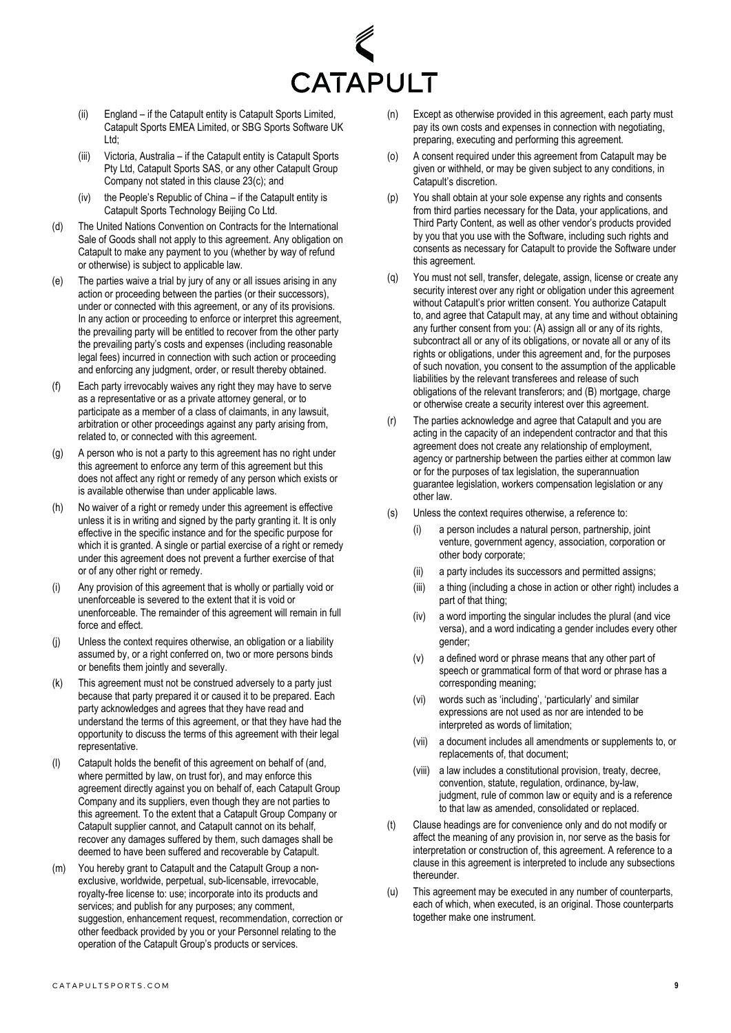(ii) England – if the Catapult entity is Catapult Sports Limited, Catapult Sports EMEA Limited, or SBG Sports Software UK Ltd;

(iii) Victoria, Australia – if the Catapult entity is Catapult Sports Pty Ltd, Catapult Sports SAS, or any other Catapult Group Company not stated in this clause 23(c); and

(iv) the People's Republic of China – if the Catapult entity is Catapult Sports Technology Beijing Co Ltd.

(d) The United Nations Convention on Contracts for the International Sale of Goods shall not apply to this agreement. Any obligation on Catapult to make any payment to you (whether by way of refund or otherwise) is subject to applicable law.

(e) The parties waive a trial by jury of any or all issues arising in any action or proceeding between the parties (or their successors), under or connected with this agreement, or any of its provisions. In any action or proceeding to enforce or interpret this agreement, the prevailing party will be entitled to recover from the other party the prevailing party's costs and expenses (including reasonable legal fees) incurred in connection with such action or proceeding and enforcing any judgment, order, or result thereby obtained.

(f) Each party irrevocably waives any right they may have to serve as a representative or as a private attorney general, or to participate as a member of a class of claimants, in any lawsuit, arbitration or other proceedings against any party arising from, related to, or connected with this agreement.

(g) A person who is not a party to this agreement has no right under this agreement to enforce any term of this agreement but this does not affect any right or remedy of any person which exists or is available otherwise than under applicable laws.

(h) No waiver of a right or remedy under this agreement is effective unless it is in writing and signed by the party granting it. It is only effective in the specific instance and for the specific purpose for which it is granted. A single or partial exercise of a right or remedy under this agreement does not prevent a further exercise of that or of any other right or remedy.

(i) Any provision of this agreement that is wholly or partially void or unenforceable is severed to the extent that it is void or unenforceable. The remainder of this agreement will remain in full force and effect.

(j) Unless the context requires otherwise, an obligation or a liability assumed by, or a right conferred on, two or more persons binds or benefits them jointly and severally.

(k) This agreement must not be construed adversely to a party just because that party prepared it or caused it to be prepared. Each party acknowledges and agrees that they have read and understand the terms of this agreement, or that they have had the opportunity to discuss the terms of this agreement with their legal representative.

(l) Catapult holds the benefit of this agreement on behalf of (and, where permitted by law, on trust for), and may enforce this agreement directly against you on behalf of, each Catapult Group Company and its suppliers, even though they are not parties to this agreement. To the extent that a Catapult Group Company or Catapult supplier cannot, and Catapult cannot on its behalf, recover any damages suffered by them, such damages shall be deemed to have been suffered and recoverable by Catapult.

(m) You hereby grant to Catapult and the Catapult Group a non-exclusive, worldwide, perpetual, sub-licensable, irrevocable, royalty-free license to: use; incorporate into its products and services; and publish for any purposes; any comment, suggestion, enhancement request, recommendation, correction or other feedback provided by you or your Personnel relating to the operation of the Catapult Group's products or services.

(n) Except as otherwise provided in this agreement, each party must pay its own costs and expenses in connection with negotiating, preparing, executing and performing this agreement.

(o) A consent required under this agreement from Catapult may be given or withheld, or may be given subject to any conditions, in Catapult's discretion.

(p) You shall obtain at your sole expense any rights and consents from third parties necessary for the Data, your applications, and Third Party Content, as well as other vendor's products provided by you that you use with the Software, including such rights and consents as necessary for Catapult to provide the Software under this agreement.

(q) You must not sell, transfer, delegate, assign, license or create any security interest over any right or obligation under this agreement without Catapult's prior written consent. You authorize Catapult to, and agree that Catapult may, at any time and without obtaining any further consent from you: (A) assign all or any of its rights, subcontract all or any of its obligations, or novate all or any of its rights or obligations, under this agreement and, for the purposes of such novation, you consent to the assumption of the applicable liabilities by the relevant transferees and release of such obligations of the relevant transferors; and (B) mortgage, charge or otherwise create a security interest over this agreement.

(r) The parties acknowledge and agree that Catapult and you are acting in the capacity of an independent contractor and that this agreement does not create any relationship of employment, agency or partnership between the parties either at common law or for the purposes of tax legislation, the superannuation guarantee legislation, workers compensation legislation or any other law.

(s) Unless the context requires otherwise, a reference to:

(i) a person includes a natural person, partnership, joint venture, government agency, association, corporation or other body corporate;

(ii) a party includes its successors and permitted assigns;

(iii) a thing (including a chose in action or other right) includes a part of that thing;

(iv) a word importing the singular includes the plural (and vice versa), and a word indicating a gender includes every other gender;

(v) a defined word or phrase means that any other part of speech or grammatical form of that word or phrase has a corresponding meaning;

(vi) words such as 'including', 'particularly' and similar expressions are not used as nor are intended to be interpreted as words of limitation;

(vii) a document includes all amendments or supplements to, or replacements of, that document;

(viii) a law includes a constitutional provision, treaty, decree, convention, statute, regulation, ordinance, by-law, judgment, rule of common law or equity and is a reference to that law as amended, consolidated or replaced.

(t) Clause headings are for convenience only and do not modify or affect the meaning of any provision in, nor serve as the basis for interpretation or construction of, this agreement. A reference to a clause in this agreement is interpreted to include any subsections thereunder.

(u) This agreement may be executed in any number of counterparts, each of which, when executed, is an original. Those counterparts together make one instrument.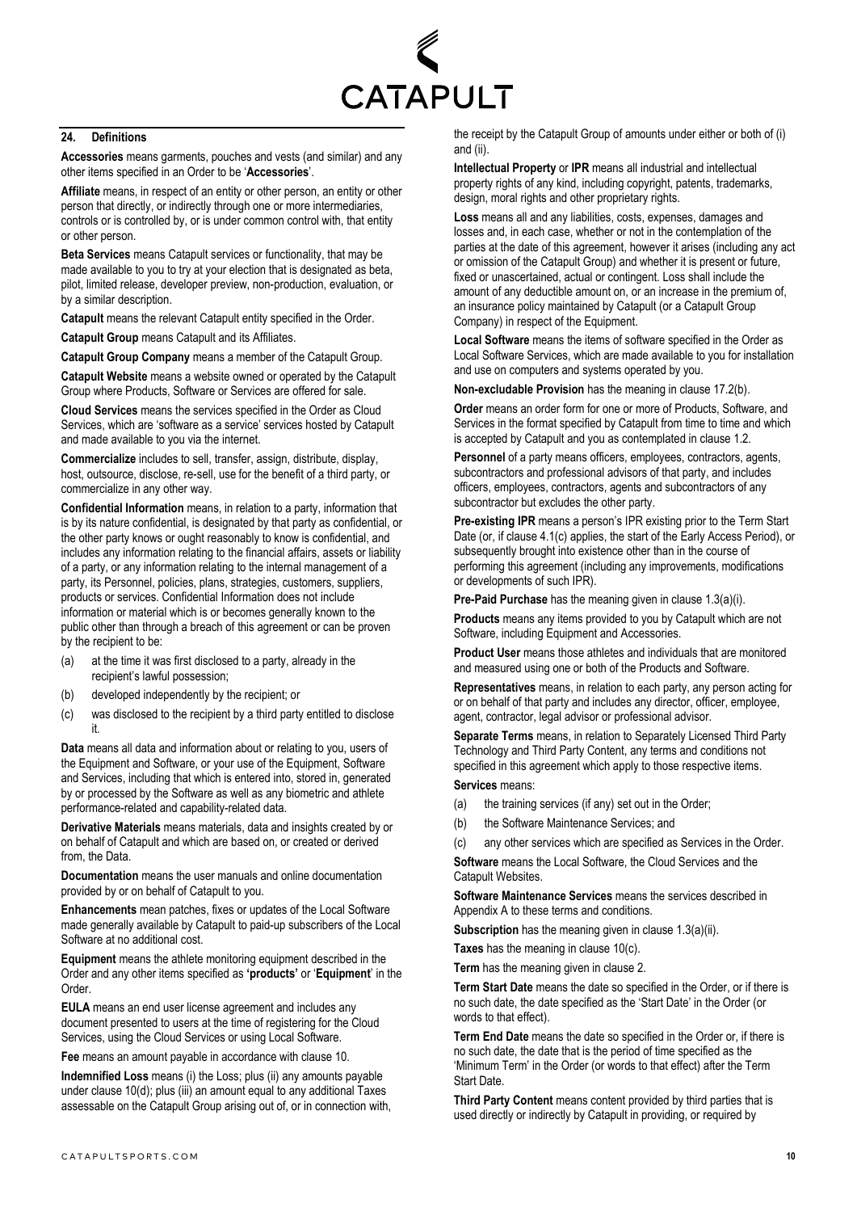## 24. Definitions

**Accessories** means garments, pouches and vests (and similar) and any other items specified in an Order to be '**Accessories**'.

**Affiliate** means, in respect of an entity or other person, an entity or other person that directly, or indirectly through one or more intermediaries, controls or is controlled by, or is under common control with, that entity or other person.

**Beta Services** means Catapult services or functionality, that may be made available to you to try at your election that is designated as beta, pilot, limited release, developer preview, non-production, evaluation, or by a similar description.

**Catapult** means the relevant Catapult entity specified in the Order.

**Catapult Group** means Catapult and its Affiliates.

**Catapult Group Company** means a member of the Catapult Group.

**Catapult Website** means a website owned or operated by the Catapult Group where Products, Software or Services are offered for sale.

**Cloud Services** means the services specified in the Order as Cloud Services, which are 'software as a service' services hosted by Catapult and made available to you via the internet.

**Commercialize** includes to sell, transfer, assign, distribute, display, host, outsource, disclose, re-sell, use for the benefit of a third party, or commercialize in any other way.

**Confidential Information** means, in relation to a party, information that is by its nature confidential, is designated by that party as confidential, or the other party knows or ought reasonably to know is confidential, and includes any information relating to the financial affairs, assets or liability of a party, or any information relating to the internal management of a party, its Personnel, policies, plans, strategies, customers, suppliers, products or services. Confidential Information does not include information or material which is or becomes generally known to the public other than through a breach of this agreement or can be proven by the recipient to be:

(a) at the time it was first disclosed to a party, already in the recipient's lawful possession;

(b) developed independently by the recipient; or

(c) was disclosed to the recipient by a third party entitled to disclose it.

**Data** means all data and information about or relating to you, users of the Equipment and Software, or your use of the Equipment, Software and Services, including that which is entered into, stored in, generated by or processed by the Software as well as any biometric and athlete performance-related and capability-related data.

**Derivative Materials** means materials, data and insights created by or on behalf of Catapult and which are based on, or created or derived from, the Data.

**Documentation** means the user manuals and online documentation provided by or on behalf of Catapult to you.

**Enhancements** mean patches, fixes or updates of the Local Software made generally available by Catapult to paid-up subscribers of the Local Software at no additional cost.

**Equipment** means the athlete monitoring equipment described in the Order and any other items specified as **'products'** or '**Equipment**' in the Order.

**EULA** means an end user license agreement and includes any document presented to users at the time of registering for the Cloud Services, using the Cloud Services or using Local Software.

**Fee** means an amount payable in accordance with clause 10.

**Indemnified Loss** means (i) the Loss; plus (ii) any amounts payable under clause 10(d); plus (iii) an amount equal to any additional Taxes assessable on the Catapult Group arising out of, or in connection with, the receipt by the Catapult Group of amounts under either or both of (i) and (ii).

**Intellectual Property** or **IPR** means all industrial and intellectual property rights of any kind, including copyright, patents, trademarks, design, moral rights and other proprietary rights.

**Loss** means all and any liabilities, costs, expenses, damages and losses and, in each case, whether or not in the contemplation of the parties at the date of this agreement, however it arises (including any act or omission of the Catapult Group) and whether it is present or future, fixed or unascertained, actual or contingent. Loss shall include the amount of any deductible amount on, or an increase in the premium of, an insurance policy maintained by Catapult (or a Catapult Group Company) in respect of the Equipment.

**Local Software** means the items of software specified in the Order as Local Software Services, which are made available to you for installation and use on computers and systems operated by you.

**Non-excludable Provision** has the meaning in clause 17.2(b).

**Order** means an order form for one or more of Products, Software, and Services in the format specified by Catapult from time to time and which is accepted by Catapult and you as contemplated in clause 1.2.

**Personnel** of a party means officers, employees, contractors, agents, subcontractors and professional advisors of that party, and includes officers, employees, contractors, agents and subcontractors of any subcontractor but excludes the other party.

**Pre-existing IPR** means a person's IPR existing prior to the Term Start Date (or, if clause 4.1(c) applies, the start of the Early Access Period), or subsequently brought into existence other than in the course of performing this agreement (including any improvements, modifications or developments of such IPR).

**Pre-Paid Purchase** has the meaning given in clause 1.3(a)(i).

**Products** means any items provided to you by Catapult which are not Software, including Equipment and Accessories.

**Product User** means those athletes and individuals that are monitored and measured using one or both of the Products and Software.

**Representatives** means, in relation to each party, any person acting for or on behalf of that party and includes any director, officer, employee, agent, contractor, legal advisor or professional advisor.

**Separate Terms** means, in relation to Separately Licensed Third Party Technology and Third Party Content, any terms and conditions not specified in this agreement which apply to those respective items.

**Services** means:

(a) the training services (if any) set out in the Order;

(b) the Software Maintenance Services; and

(c) any other services which are specified as Services in the Order.

**Software** means the Local Software, the Cloud Services and the Catapult Websites.

**Software Maintenance Services** means the services described in Appendix A to these terms and conditions.

**Subscription** has the meaning given in clause 1.3(a)(ii).

**Taxes** has the meaning in clause 10(c).

**Term** has the meaning given in clause 2.

**Term Start Date** means the date so specified in the Order, or if there is no such date, the date specified as the 'Start Date' in the Order (or words to that effect).

**Term End Date** means the date so specified in the Order or, if there is no such date, the date that is the period of time specified as the 'Minimum Term' in the Order (or words to that effect) after the Term Start Date.

**Third Party Content** means content provided by third parties that is used directly or indirectly by Catapult in providing, or required by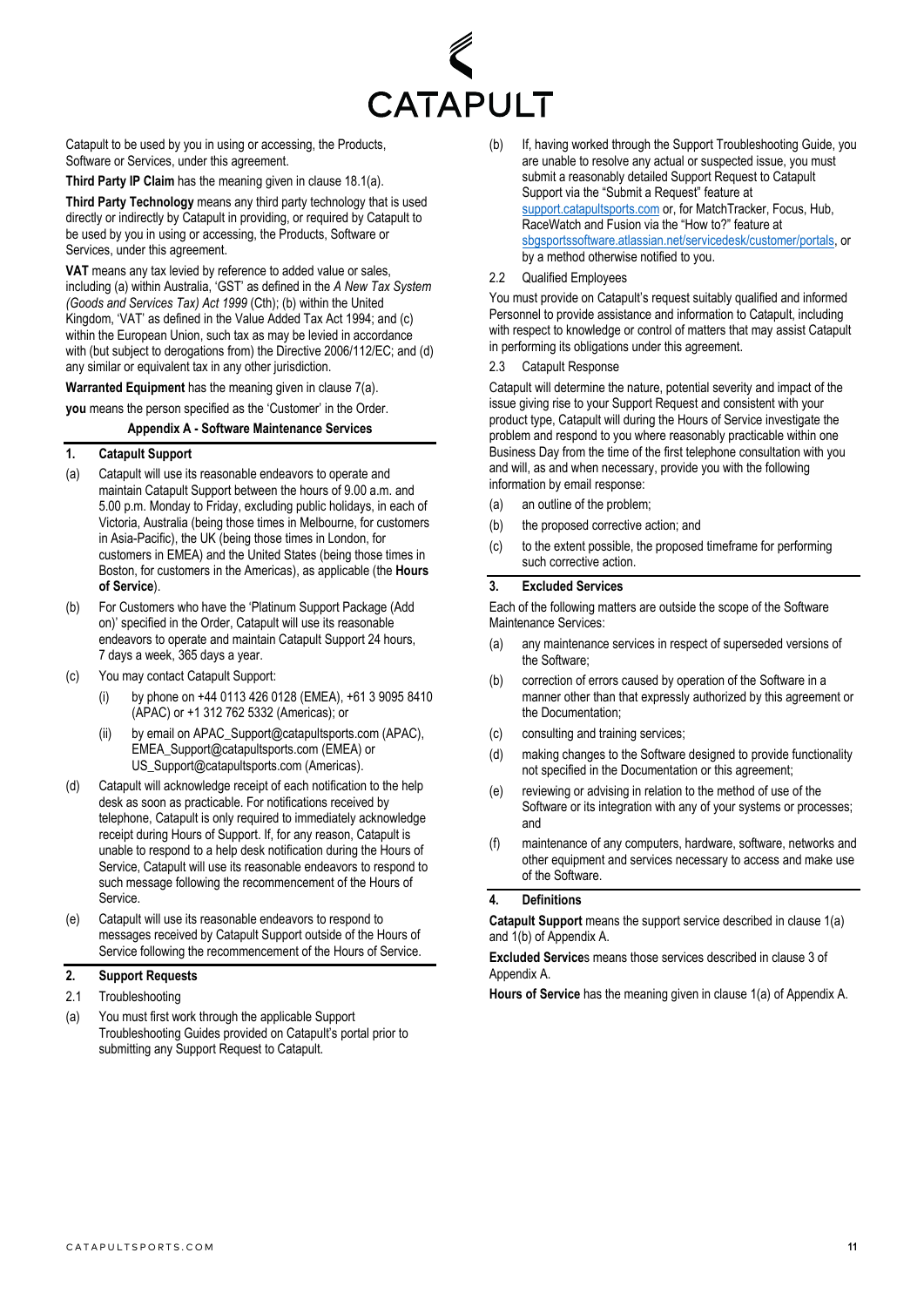Catapult to be used by you in using or accessing, the Products, Software or Services, under this agreement.

**Third Party IP Claim** has the meaning given in clause 18.1(a).

**Third Party Technology** means any third party technology that is used directly or indirectly by Catapult in providing, or required by Catapult to be used by you in using or accessing, the Products, Software or Services, under this agreement.

**VAT** means any tax levied by reference to added value or sales, including (a) within Australia, 'GST' as defined in the *A New Tax System (Goods and Services Tax) Act 1999* (Cth); (b) within the United Kingdom, 'VAT' as defined in the Value Added Tax Act 1994; and (c) within the European Union, such tax as may be levied in accordance with (but subject to derogations from) the Directive 2006/112/EC; and (d) any similar or equivalent tax in any other jurisdiction.

**Warranted Equipment** has the meaning given in clause 7(a).

**you** means the person specified as the 'Customer' in the Order.

## Appendix A - Software Maintenance Services

### 1. Catapult Support

(a) Catapult will use its reasonable endeavors to operate and maintain Catapult Support between the hours of 9.00 a.m. and 5.00 p.m. Monday to Friday, excluding public holidays, in each of Victoria, Australia (being those times in Melbourne, for customers in Asia-Pacific), the UK (being those times in London, for customers in EMEA) and the United States (being those times in Boston, for customers in the Americas), as applicable (the **Hours of Service**).

(b) For Customers who have the 'Platinum Support Package (Add on)' specified in the Order, Catapult will use its reasonable endeavors to operate and maintain Catapult Support 24 hours, 7 days a week, 365 days a year.

(c) You may contact Catapult Support:

   (i) by phone on +44 0113 426 0128 (EMEA), +61 3 9095 8410 (APAC) or +1 312 762 5332 (Americas); or

   (ii) by email on APAC_Support@catapultsports.com (APAC), EMEA_Support@catapultsports.com (EMEA) or US_Support@catapultsports.com (Americas).

(d) Catapult will acknowledge receipt of each notification to the help desk as soon as practicable. For notifications received by telephone, Catapult is only required to immediately acknowledge receipt during Hours of Support. If, for any reason, Catapult is unable to respond to a help desk notification during the Hours of Service, Catapult will use its reasonable endeavors to respond to such message following the recommencement of the Hours of Service.

(e) Catapult will use its reasonable endeavors to respond to messages received by Catapult Support outside of the Hours of Service following the recommencement of the Hours of Service.

### 2. Support Requests

2.1 Troubleshooting

(a) You must first work through the applicable Support Troubleshooting Guides provided on Catapult's portal prior to submitting any Support Request to Catapult.

(b) If, having worked through the Support Troubleshooting Guide, you are unable to resolve any actual or suspected issue, you must submit a reasonably detailed Support Request to Catapult Support via the "Submit a Request" feature at support.catapultsports.com or, for MatchTracker, Focus, Hub, RaceWatch and Fusion via the "How to?" feature at sbgsportssoftware.atlassian.net/servicedesk/customer/portals, or by a method otherwise notified to you.

2.2 Qualified Employees

You must provide on Catapult's request suitably qualified and informed Personnel to provide assistance and information to Catapult, including with respect to knowledge or control of matters that may assist Catapult in performing its obligations under this agreement.

2.3 Catapult Response

Catapult will determine the nature, potential severity and impact of the issue giving rise to your Support Request and consistent with your product type, Catapult will during the Hours of Service investigate the problem and respond to you where reasonably practicable within one Business Day from the time of the first telephone consultation with you and will, as and when necessary, provide you with the following information by email response:

(a) an outline of the problem;

(b) the proposed corrective action; and

(c) to the extent possible, the proposed timeframe for performing such corrective action.

### 3. Excluded Services

Each of the following matters are outside the scope of the Software Maintenance Services:

(a) any maintenance services in respect of superseded versions of the Software;

(b) correction of errors caused by operation of the Software in a manner other than that expressly authorized by this agreement or the Documentation;

(c) consulting and training services;

(d) making changes to the Software designed to provide functionality not specified in the Documentation or this agreement;

(e) reviewing or advising in relation to the method of use of the Software or its integration with any of your systems or processes; and

(f) maintenance of any computers, hardware, software, networks and other equipment and services necessary to access and make use of the Software.

### 4. Definitions

**Catapult Support** means the support service described in clause 1(a) and 1(b) of Appendix A.

**Excluded Service**s means those services described in clause 3 of Appendix A.

**Hours of Service** has the meaning given in clause 1(a) of Appendix A.